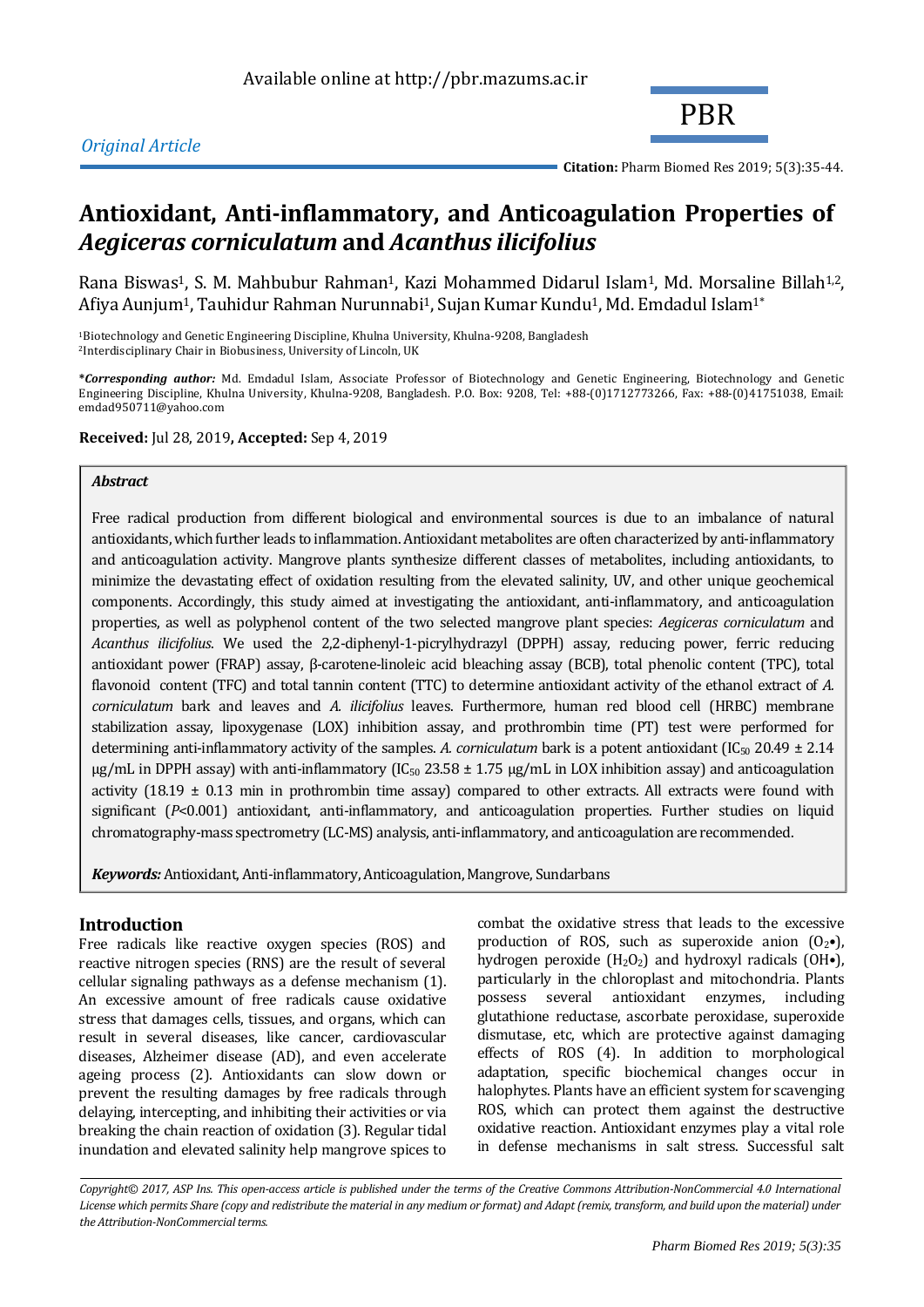*Original Article*

# Antioxidant, Anti-inflammatory, and Anticoagulation Properties of *Aegiceras corniculatum* and *Acanthus ilicifolius*

Rana Biswas[1], S. M. Mahbubur Rahman[1], Kazi Mohammed Didarul Islam[1], Md. Morsaline Billah[1,2], Afiya Aunjum[1], Tauhidur Rahman Nurunnabi[1], Sujan Kumar Kundu[1], Md. Emdadul Islam[1*]

[1]Biotechnology and Genetic Engineering Discipline, Khulna University, Khulna-9208, Bangladesh
[2]Interdisciplinary Chair in Biobusiness, University of Lincoln, UK

***Corresponding author:*** Md. Emdadul Islam, Associate Professor of Biotechnology and Genetic Engineering, Biotechnology and Genetic Engineering Discipline, Khulna University, Khulna-9208, Bangladesh. P.O. Box: 9208, Tel: +88-(0)1712773266, Fax: +88-(0)41751038, Email: emdad950711@yahoo.com

**Received:** Jul 28, 2019, **Accepted:** Sep 4, 2019

***Abstract***

Free radical production from different biological and environmental sources is due to an imbalance of natural antioxidants, which further leads to inflammation. Antioxidant metabolites are often characterized by anti-inflammatory and anticoagulation activity. Mangrove plants synthesize different classes of metabolites, including antioxidants, to minimize the devastating effect of oxidation resulting from the elevated salinity, UV, and other unique geochemical components. Accordingly, this study aimed at investigating the antioxidant, anti-inflammatory, and anticoagulation properties, as well as polyphenol content of the two selected mangrove plant species: *Aegiceras corniculatum* and *Acanthus ilicifolius*. We used the 2,2-diphenyl-1-picrylhydrazyl (DPPH) assay, reducing power, ferric reducing antioxidant power (FRAP) assay, β-carotene-linoleic acid bleaching assay (BCB), total phenolic content (TPC), total flavonoid content (TFC) and total tannin content (TTC) to determine antioxidant activity of the ethanol extract of *A. corniculatum* bark and leaves and *A. ilicifolius* leaves. Furthermore, human red blood cell (HRBC) membrane stabilization assay, lipoxygenase (LOX) inhibition assay, and prothrombin time (PT) test were performed for determining anti-inflammatory activity of the samples. *A. corniculatum* bark is a potent antioxidant ($IC_{50}$ 20.49 ± 2.14 μg/mL in DPPH assay) with anti-inflammatory ($IC_{50}$ 23.58 ± 1.75 μg/mL in LOX inhibition assay) and anticoagulation activity (18.19 ± 0.13 min in prothrombin time assay) compared to other extracts. All extracts were found with significant ($P$<0.001) antioxidant, anti-inflammatory, and anticoagulation properties. Further studies on liquid chromatography-mass spectrometry (LC-MS) analysis, anti-inflammatory, and anticoagulation are recommended.

***Keywords:*** Antioxidant, Anti-inflammatory, Anticoagulation, Mangrove, Sundarbans

## Introduction

Free radicals like reactive oxygen species (ROS) and reactive nitrogen species (RNS) are the result of several cellular signaling pathways as a defense mechanism (1). An excessive amount of free radicals cause oxidative stress that damages cells, tissues, and organs, which can result in several diseases, like cancer, cardiovascular diseases, Alzheimer disease (AD), and even accelerate ageing process (2). Antioxidants can slow down or prevent the resulting damages by free radicals through delaying, intercepting, and inhibiting their activities or via breaking the chain reaction of oxidation (3). Regular tidal inundation and elevated salinity help mangrove spices to combat the oxidative stress that leads to the excessive production of ROS, such as superoxide anion ($O_2$•), hydrogen peroxide ($H_2O_2$) and hydroxyl radicals (OH•), particularly in the chloroplast and mitochondria. Plants possess several antioxidant enzymes, including glutathione reductase, ascorbate peroxidase, superoxide dismutase, etc, which are protective against damaging effects of ROS (4). In addition to morphological adaptation, specific biochemical changes occur in halophytes. Plants have an efficient system for scavenging ROS, which can protect them against the destructive oxidative reaction. Antioxidant enzymes play a vital role in defense mechanisms in salt stress. Successful salt

*Copyright© 2017, ASP Ins. This open-access article is published under the terms of the Creative Commons Attribution-NonCommercial 4.0 International License which permits Share (copy and redistribute the material in any medium or format) and Adapt (remix, transform, and build upon the material) under the Attribution-NonCommercial terms.*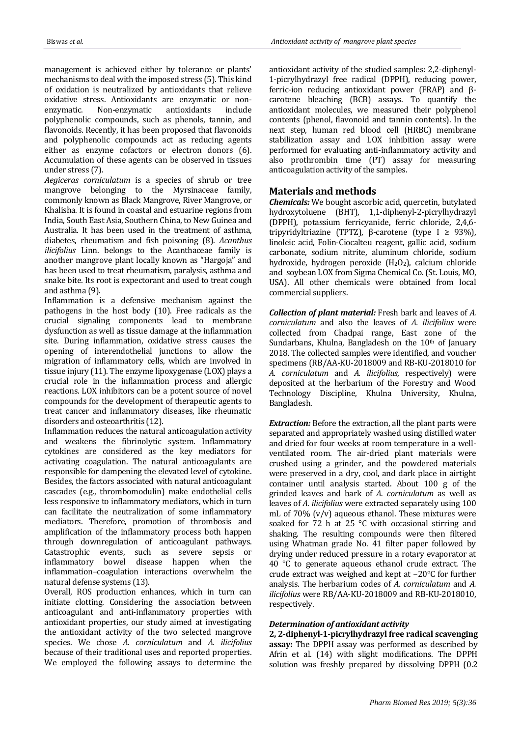management is achieved either by tolerance or plants' mechanisms to deal with the imposed stress (5). This kind of oxidation is neutralized by antioxidants that relieve oxidative stress. Antioxidants are enzymatic or non-enzymatic. Non-enzymatic antioxidants include polyphenolic compounds, such as phenols, tannin, and flavonoids. Recently, it has been proposed that flavonoids and polyphenolic compounds act as reducing agents either as enzyme cofactors or electron donors (6). Accumulation of these agents can be observed in tissues under stress (7).

*Aegiceras corniculatum* is a species of shrub or tree mangrove belonging to the Myrsinaceae family, commonly known as Black Mangrove, River Mangrove, or Khalisha. It is found in coastal and estuarine regions from India, South East Asia, Southern China, to New Guinea and Australia. It has been used in the treatment of asthma, diabetes, rheumatism and fish poisoning (8). *Acanthus ilicifolius* Linn. belongs to the Acanthaceae family is another mangrove plant locally known as "Hargoja" and has been used to treat rheumatism, paralysis, asthma and snake bite. Its root is expectorant and used to treat cough and asthma (9).

Inflammation is a defensive mechanism against the pathogens in the host body (10). Free radicals as the crucial signaling components lead to membrane dysfunction as well as tissue damage at the inflammation site. During inflammation, oxidative stress causes the opening of interendothelial junctions to allow the migration of inflammatory cells, which are involved in tissue injury (11). The enzyme lipoxygenase (LOX) plays a crucial role in the inflammation process and allergic reactions. LOX inhibitors can be a potent source of novel compounds for the development of therapeutic agents to treat cancer and inflammatory diseases, like rheumatic disorders and osteoarthritis (12).

Inflammation reduces the natural anticoagulation activity and weakens the fibrinolytic system. Inflammatory cytokines are considered as the key mediators for activating coagulation. The natural anticoagulants are responsible for dampening the elevated level of cytokine. Besides, the factors associated with natural anticoagulant cascades (e.g., thrombomodulin) make endothelial cells less responsive to inflammatory mediators, which in turn can facilitate the neutralization of some inflammatory mediators. Therefore, promotion of thrombosis and amplification of the inflammatory process both happen through downregulation of anticoagulant pathways. Catastrophic events, such as severe sepsis or inflammatory bowel disease happen when the inflammation–coagulation interactions overwhelm the natural defense systems (13).

Overall, ROS production enhances, which in turn can initiate clotting. Considering the association between anticoagulant and anti-inflammatory properties with antioxidant properties, our study aimed at investigating the antioxidant activity of the two selected mangrove species. We chose *A. corniculatum* and *A. ilicifolius* because of their traditional uses and reported properties. We employed the following assays to determine the antioxidant activity of the studied samples: 2,2-diphenyl-1-picrylhydrazyl free radical (DPPH), reducing power, ferric-ion reducing antioxidant power (FRAP) and β-carotene bleaching (BCB) assays. To quantify the antioxidant molecules, we measured their polyphenol contents (phenol, flavonoid and tannin contents). In the next step, human red blood cell (HRBC) membrane stabilization assay and LOX inhibition assay were performed for evaluating anti-inflammatory activity and also prothrombin time (PT) assay for measuring anticoagulation activity of the samples.

## Materials and methods

***Chemicals:*** We bought ascorbic acid, quercetin, butylated hydroxytoluene (BHT), 1,1-diphenyl-2-picrylhydrazyl (DPPH), potassium ferricyanide, ferric chloride, 2,4,6-tripyridyltriazine (TPTZ), β-carotene (type I ≥ 93%), linoleic acid, Folin-Ciocalteu reagent, gallic acid, sodium carbonate, sodium nitrite, aluminum chloride, sodium hydroxide, hydrogen peroxide ($H_2O_2$), calcium chloride and soybean LOX from Sigma Chemical Co. (St. Louis, MO, USA). All other chemicals were obtained from local commercial suppliers.

***Collection of plant material:*** Fresh bark and leaves of *A. corniculatum* and also the leaves of *A. ilicifolius* were collected from Chadpai range, East zone of the Sundarbans, Khulna, Bangladesh on the 10th of January 2018. The collected samples were identified, and voucher specimens (RB/AA-KU-2018009 and RB-KU-2018010 for *A. corniculatum* and *A. ilicifolius*, respectively) were deposited at the herbarium of the Forestry and Wood Technology Discipline, Khulna University, Khulna, Bangladesh.

***Extraction:*** Before the extraction, all the plant parts were separated and appropriately washed using distilled water and dried for four weeks at room temperature in a well-ventilated room. The air-dried plant materials were crushed using a grinder, and the powdered materials were preserved in a dry, cool, and dark place in airtight container until analysis started. About 100 g of the grinded leaves and bark of *A. corniculatum* as well as leaves of *A. ilicifolius* were extracted separately using 100 mL of 70% (v/v) aqueous ethanol. These mixtures were soaked for 72 h at 25 °C with occasional stirring and shaking. The resulting compounds were then filtered using Whatman grade No. 41 filter paper followed by drying under reduced pressure in a rotary evaporator at 40 °C to generate aqueous ethanol crude extract. The crude extract was weighed and kept at −20°C for further analysis. The herbarium codes of *A. corniculatum* and *A. ilicifolius* were RB/AA-KU-2018009 and RB-KU-2018010, respectively.

### *Determination of antioxidant activity*

**2, 2-diphenyl-1-picrylhydrazyl free radical scavenging assay:** The DPPH assay was performed as described by Afrin et al. (14) with slight modifications. The DPPH solution was freshly prepared by dissolving DPPH (0.2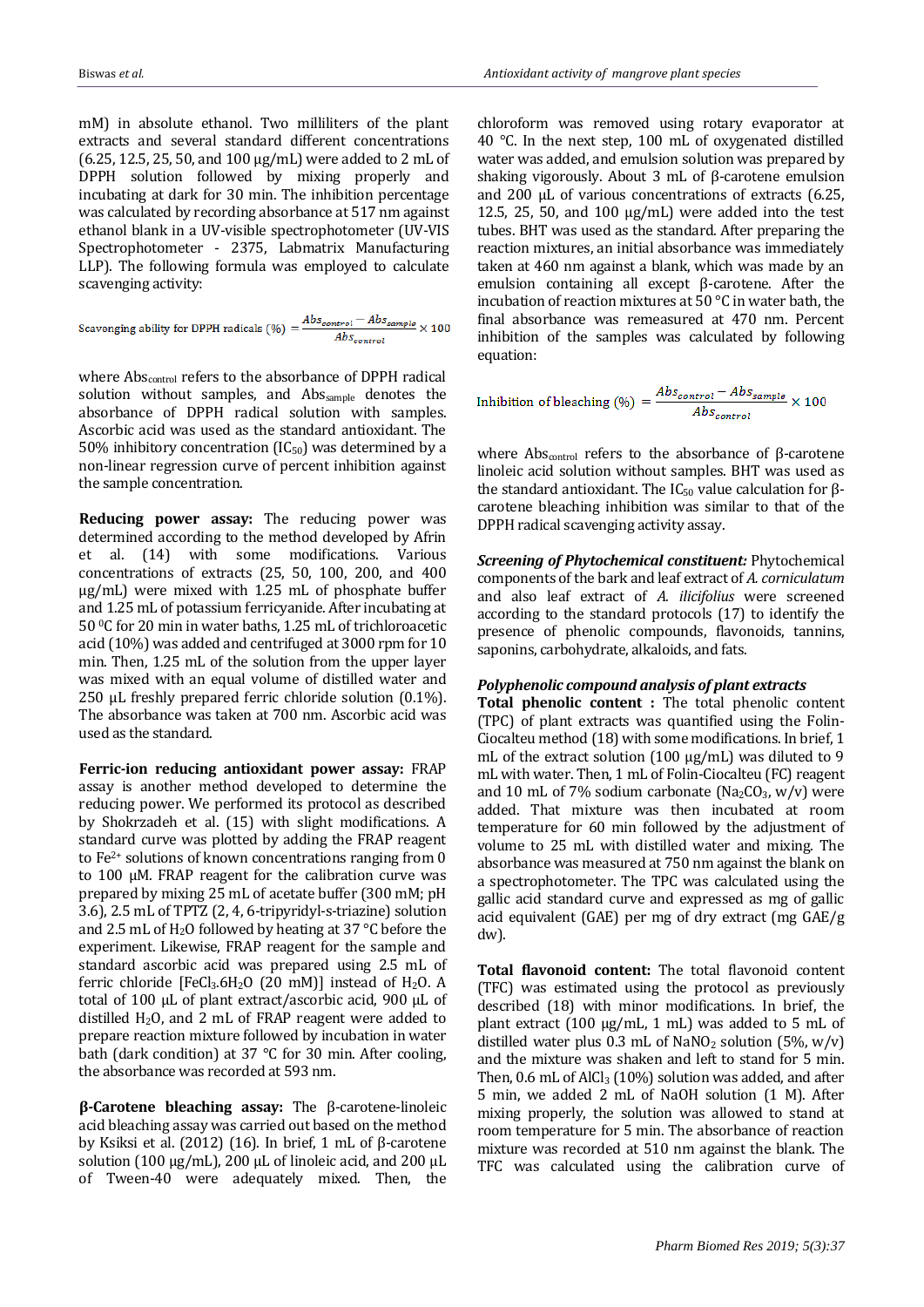mM) in absolute ethanol. Two milliliters of the plant extracts and several standard different concentrations (6.25, 12.5, 25, 50, and 100 μg/mL) were added to 2 mL of DPPH solution followed by mixing properly and incubating at dark for 30 min. The inhibition percentage was calculated by recording absorbance at 517 nm against ethanol blank in a UV-visible spectrophotometer (UV-VIS Spectrophotometer - 2375, Labmatrix Manufacturing LLP). The following formula was employed to calculate scavenging activity:

$$\text{Scavenging ability for DPPH radicals (\%)} = \frac{Abs_{control} - Abs_{sample}}{Abs_{control}} \times 100$$

where $Abs_{control}$ refers to the absorbance of DPPH radical solution without samples, and $Abs_{sample}$ denotes the absorbance of DPPH radical solution with samples. Ascorbic acid was used as the standard antioxidant. The 50% inhibitory concentration ($IC_{50}$) was determined by a non-linear regression curve of percent inhibition against the sample concentration.

**Reducing power assay:** The reducing power was determined according to the method developed by Afrin et al. (14) with some modifications. Various concentrations of extracts (25, 50, 100, 200, and 400 μg/mL) were mixed with 1.25 mL of phosphate buffer and 1.25 mL of potassium ferricyanide. After incubating at 50 $^{0}$C for 20 min in water baths, 1.25 mL of trichloroacetic acid (10%) was added and centrifuged at 3000 rpm for 10 min. Then, 1.25 mL of the solution from the upper layer was mixed with an equal volume of distilled water and 250 μL freshly prepared ferric chloride solution (0.1%). The absorbance was taken at 700 nm. Ascorbic acid was used as the standard.

**Ferric-ion reducing antioxidant power assay:** FRAP assay is another method developed to determine the reducing power. We performed its protocol as described by Shokrzadeh et al. (15) with slight modifications. A standard curve was plotted by adding the FRAP reagent to $Fe^{2+}$ solutions of known concentrations ranging from 0 to 100 μM. FRAP reagent for the calibration curve was prepared by mixing 25 mL of acetate buffer (300 mM; pH 3.6), 2.5 mL of TPTZ (2, 4, 6-tripyridyl-s-triazine) solution and 2.5 mL of $H_2O$ followed by heating at 37 °C before the experiment. Likewise, FRAP reagent for the sample and standard ascorbic acid was prepared using 2.5 mL of ferric chloride [$FeCl_3.6H_2O$ (20 mM)] instead of $H_2O$. A total of 100 μL of plant extract/ascorbic acid, 900 μL of distilled $H_2O$, and 2 mL of FRAP reagent were added to prepare reaction mixture followed by incubation in water bath (dark condition) at 37 °C for 30 min. After cooling, the absorbance was recorded at 593 nm.

**β-Carotene bleaching assay:** The β-carotene-linoleic acid bleaching assay was carried out based on the method by Ksiksi et al. (2012) (16). In brief, 1 mL of β-carotene solution (100 μg/mL), 200 μL of linoleic acid, and 200 μL of Tween-40 were adequately mixed. Then, the chloroform was removed using rotary evaporator at 40 °C. In the next step, 100 mL of oxygenated distilled water was added, and emulsion solution was prepared by shaking vigorously. About 3 mL of β-carotene emulsion and 200 μL of various concentrations of extracts (6.25, 12.5, 25, 50, and 100 μg/mL) were added into the test tubes. BHT was used as the standard. After preparing the reaction mixtures, an initial absorbance was immediately taken at 460 nm against a blank, which was made by an emulsion containing all except β-carotene. After the incubation of reaction mixtures at 50 °C in water bath, the final absorbance was remeasured at 470 nm. Percent inhibition of the samples was calculated by following equation:

$$\text{Inhibition of bleaching (\%)} = \frac{Abs_{control} - Abs_{sample}}{Abs_{control}} \times 100$$

where $Abs_{control}$ refers to the absorbance of β-carotene linoleic acid solution without samples. BHT was used as the standard antioxidant. The $IC_{50}$ value calculation for β-carotene bleaching inhibition was similar to that of the DPPH radical scavenging activity assay.

***Screening of Phytochemical constituent:*** Phytochemical components of the bark and leaf extract of *A. corniculatum* and also leaf extract of *A. ilicifolius* were screened according to the standard protocols (17) to identify the presence of phenolic compounds, flavonoids, tannins, saponins, carbohydrate, alkaloids, and fats.

***Polyphenolic compound analysis of plant extracts***

**Total phenolic content :** The total phenolic content (TPC) of plant extracts was quantified using the Folin-Ciocalteu method (18) with some modifications. In brief, 1 mL of the extract solution (100 μg/mL) was diluted to 9 mL with water. Then, 1 mL of Folin-Ciocalteu (FC) reagent and 10 mL of 7% sodium carbonate ($Na_2CO_3$, w/v) were added. That mixture was then incubated at room temperature for 60 min followed by the adjustment of volume to 25 mL with distilled water and mixing. The absorbance was measured at 750 nm against the blank on a spectrophotometer. The TPC was calculated using the gallic acid standard curve and expressed as mg of gallic acid equivalent (GAE) per mg of dry extract (mg GAE/g dw).

**Total flavonoid content:** The total flavonoid content (TFC) was estimated using the protocol as previously described (18) with minor modifications. In brief, the plant extract (100 μg/mL, 1 mL) was added to 5 mL of distilled water plus 0.3 mL of $NaNO_2$ solution (5%, w/v) and the mixture was shaken and left to stand for 5 min. Then, 0.6 mL of $AlCl_3$ (10%) solution was added, and after 5 min, we added 2 mL of NaOH solution (1 M). After mixing properly, the solution was allowed to stand at room temperature for 5 min. The absorbance of reaction mixture was recorded at 510 nm against the blank. The TFC was calculated using the calibration curve of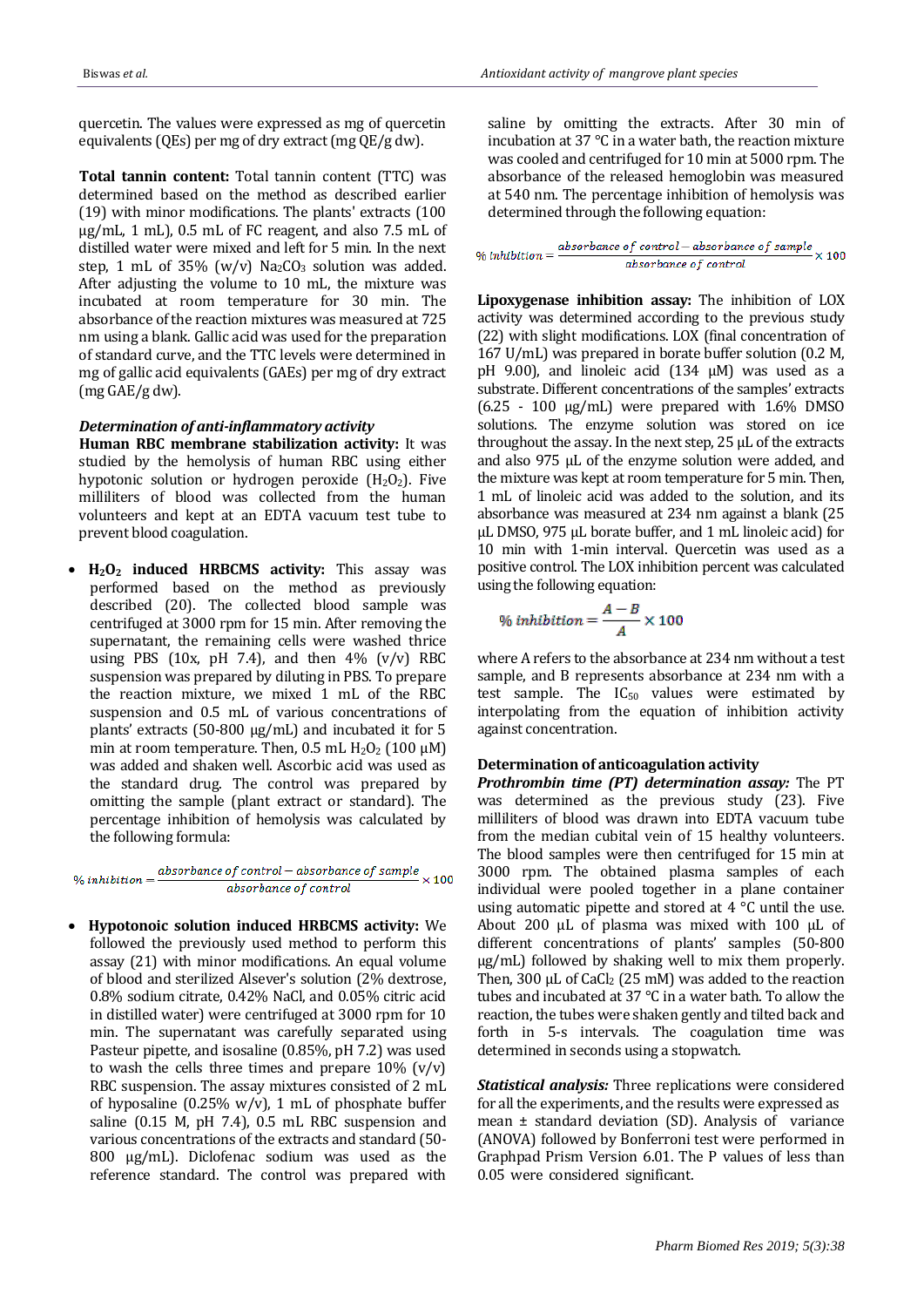quercetin. The values were expressed as mg of quercetin equivalents (QEs) per mg of dry extract (mg QE/g dw).

**Total tannin content:** Total tannin content (TTC) was determined based on the method as described earlier (19) with minor modifications. The plants' extracts (100 µg/mL, 1 mL), 0.5 mL of FC reagent, and also 7.5 mL of distilled water were mixed and left for 5 min. In the next step, 1 mL of 35% (w/v) $Na_2CO_3$ solution was added. After adjusting the volume to 10 mL, the mixture was incubated at room temperature for 30 min. The absorbance of the reaction mixtures was measured at 725 nm using a blank. Gallic acid was used for the preparation of standard curve, and the TTC levels were determined in mg of gallic acid equivalents (GAEs) per mg of dry extract (mg GAE/g dw).

***Determination of anti-inflammatory activity***

**Human RBC membrane stabilization activity:** It was studied by the hemolysis of human RBC using either hypotonic solution or hydrogen peroxide ($H_2O_2$). Five milliliters of blood was collected from the human volunteers and kept at an EDTA vacuum test tube to prevent blood coagulation.

- **$H_2O_2$ induced HRBCMS activity:** This assay was performed based on the method as previously described (20). The collected blood sample was centrifuged at 3000 rpm for 15 min. After removing the supernatant, the remaining cells were washed thrice using PBS (10x, pH 7.4), and then 4% (v/v) RBC suspension was prepared by diluting in PBS. To prepare the reaction mixture, we mixed 1 mL of the RBC suspension and 0.5 mL of various concentrations of plants' extracts (50-800 µg/mL) and incubated it for 5 min at room temperature. Then, 0.5 mL $H_2O_2$ (100 µM) was added and shaken well. Ascorbic acid was used as the standard drug. The control was prepared by omitting the sample (plant extract or standard). The percentage inhibition of hemolysis was calculated by the following formula:

$$\% \, inhibition = \frac{absorbance \; of \; control - absorbance \; of \; sample}{absorbance \; of \; control} \times 100$$

- **Hypotonoic solution induced HRBCMS activity:** We followed the previously used method to perform this assay (21) with minor modifications. An equal volume of blood and sterilized Alsever's solution (2% dextrose, 0.8% sodium citrate, 0.42% NaCl, and 0.05% citric acid in distilled water) were centrifuged at 3000 rpm for 10 min. The supernatant was carefully separated using Pasteur pipette, and isosaline (0.85%, pH 7.2) was used to wash the cells three times and prepare 10% (v/v) RBC suspension. The assay mixtures consisted of 2 mL of hyposaline (0.25% w/v), 1 mL of phosphate buffer saline (0.15 M, pH 7.4), 0.5 mL RBC suspension and various concentrations of the extracts and standard (50-800 µg/mL). Diclofenac sodium was used as the reference standard. The control was prepared with saline by omitting the extracts. After 30 min of incubation at 37 °C in a water bath, the reaction mixture was cooled and centrifuged for 10 min at 5000 rpm. The absorbance of the released hemoglobin was measured at 540 nm. The percentage inhibition of hemolysis was determined through the following equation:

$$\% \, inhibition = \frac{absorbance \; of \; control - absorbance \; of \; sample}{absorbance \; of \; control} \times 100$$

**Lipoxygenase inhibition assay:** The inhibition of LOX activity was determined according to the previous study (22) with slight modifications. LOX (final concentration of 167 U/mL) was prepared in borate buffer solution (0.2 M, pH 9.00), and linoleic acid (134 µM) was used as a substrate. Different concentrations of the samples' extracts (6.25 - 100 µg/mL) were prepared with 1.6% DMSO solutions. The enzyme solution was stored on ice throughout the assay. In the next step, 25 µL of the extracts and also 975 µL of the enzyme solution were added, and the mixture was kept at room temperature for 5 min. Then, 1 mL of linoleic acid was added to the solution, and its absorbance was measured at 234 nm against a blank (25 µL DMSO, 975 µL borate buffer, and 1 mL linoleic acid) for 10 min with 1-min interval. Quercetin was used as a positive control. The LOX inhibition percent was calculated using the following equation:

$$\% \, inhibition = \frac{A - B}{A} \times 100$$

where A refers to the absorbance at 234 nm without a test sample, and B represents absorbance at 234 nm with a test sample. The $IC_{50}$ values were estimated by interpolating from the equation of inhibition activity against concentration.

**Determination of anticoagulation activity**

***Prothrombin time (PT) determination assay:*** The PT was determined as the previous study (23). Five milliliters of blood was drawn into EDTA vacuum tube from the median cubital vein of 15 healthy volunteers. The blood samples were then centrifuged for 15 min at 3000 rpm. The obtained plasma samples of each individual were pooled together in a plane container using automatic pipette and stored at 4 °C until the use. About 200 µL of plasma was mixed with 100 µL of different concentrations of plants' samples (50-800 µg/mL) followed by shaking well to mix them properly. Then, 300 µL of $CaCl_2$ (25 mM) was added to the reaction tubes and incubated at 37 °C in a water bath. To allow the reaction, the tubes were shaken gently and tilted back and forth in 5-s intervals. The coagulation time was determined in seconds using a stopwatch.

***Statistical analysis:*** Three replications were considered for all the experiments, and the results were expressed as mean ± standard deviation (SD). Analysis of variance (ANOVA) followed by Bonferroni test were performed in Graphpad Prism Version 6.01. The P values of less than 0.05 were considered significant.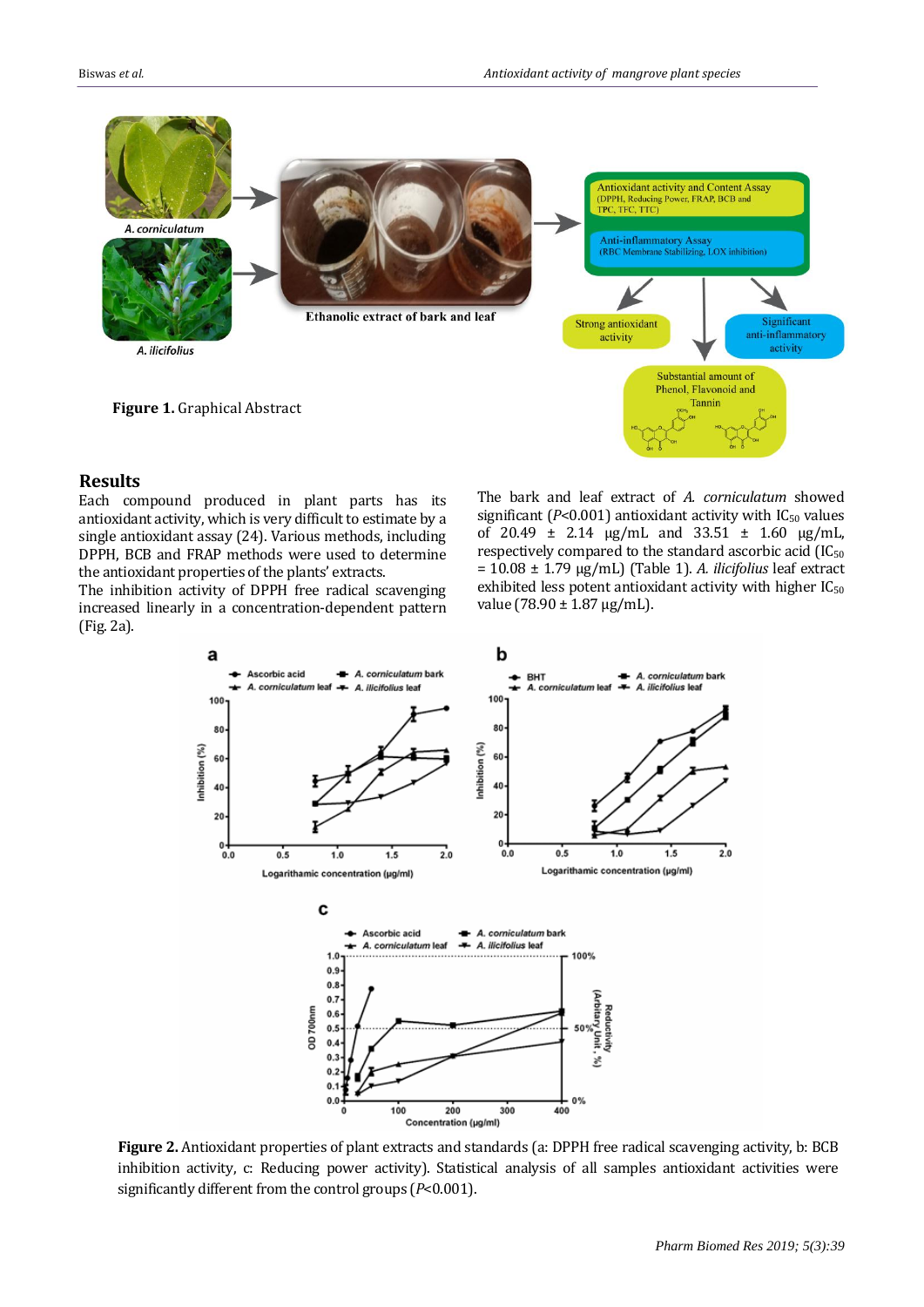**Figure 1.** Graphical Abstract

## Results

Each compound produced in plant parts has its antioxidant activity, which is very difficult to estimate by a single antioxidant assay (24). Various methods, including DPPH, BCB and FRAP methods were used to determine the antioxidant properties of the plants' extracts.

The inhibition activity of DPPH free radical scavenging increased linearly in a concentration-dependent pattern (Fig. 2a).

The bark and leaf extract of *A. corniculatum* showed significant ($P$<0.001) antioxidant activity with $IC_{50}$ values of 20.49 ± 2.14 µg/mL and 33.51 ± 1.60 µg/mL, respectively compared to the standard ascorbic acid ($IC_{50}$ = 10.08 ± 1.79 µg/mL) (Table 1). *A. ilicifolius* leaf extract exhibited less potent antioxidant activity with higher $IC_{50}$ value (78.90 ± 1.87 µg/mL).

**Figure 2.** Antioxidant properties of plant extracts and standards (a: DPPH free radical scavenging activity, b: BCB inhibition activity, c: Reducing power activity). Statistical analysis of all samples antioxidant activities were significantly different from the control groups ($P$<0.001).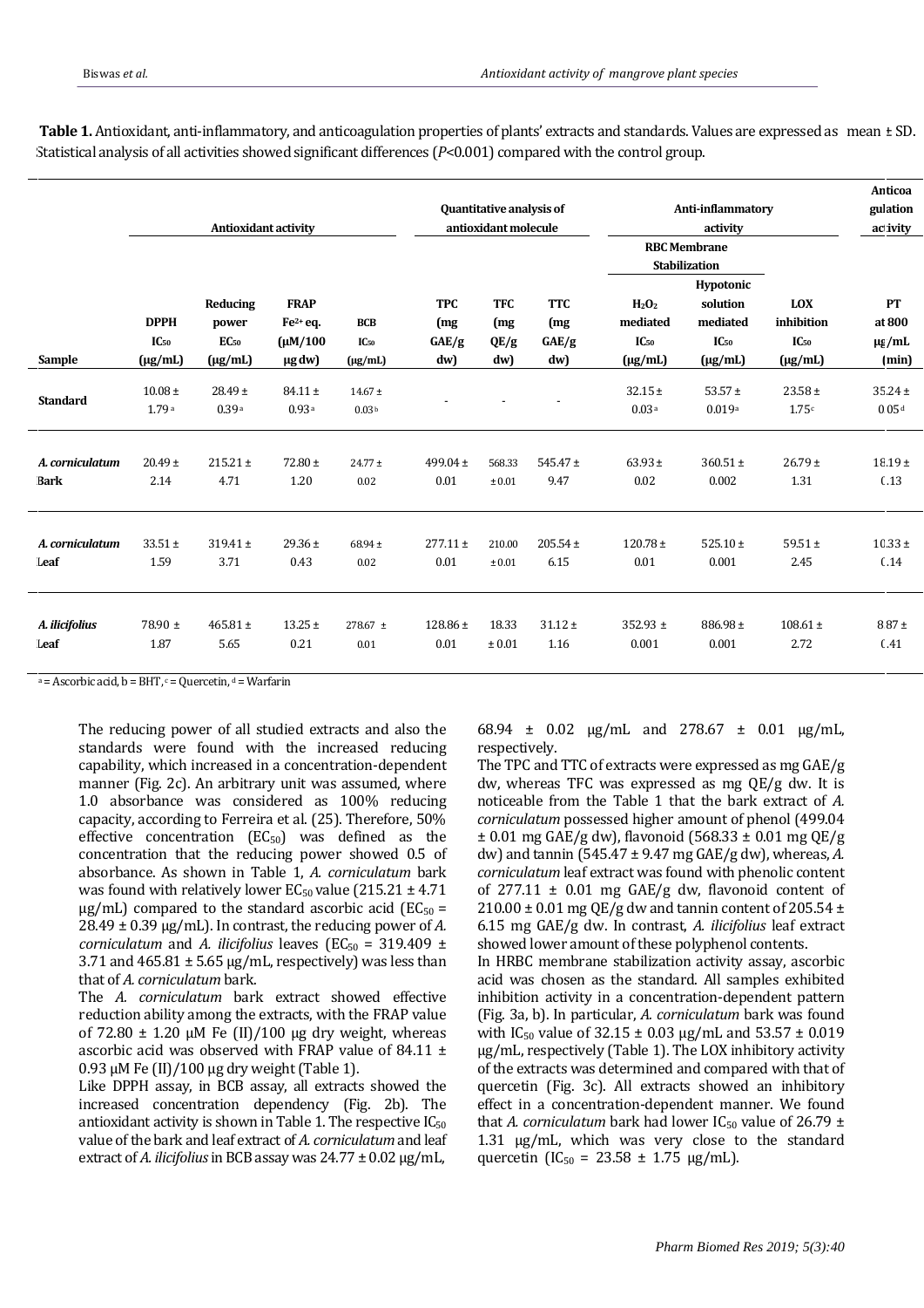**Table 1.** Antioxidant, anti-inflammatory, and anticoagulation properties of plants' extracts and standards. Values are expressed as mean ± SD. Statistical analysis of all activities showed significant differences ($P$<0.001) compared with the control group.

| | Antioxidant activity | | | | Quantitative analysis of antioxidant molecule | | | Anti-inflammatory activity | | | Anticoagulation activity |
|---|---|---|---|---|---|---|---|---|---|---|---|
| | | | | | | | | RBC Membrane Stabilization | | | |
| Sample | DPPH $IC_{50}$ (µg/mL) | Reducing power $EC_{50}$ (µg/mL) | FRAP $Fe^{2+}$ eq. (µM/100 µg dw) | BCB $IC_{50}$ (µg/mL) | TPC (mg GAE/g dw) | TFC (mg QE/g dw) | TTC (mg GAE/g dw) | $H_2O_2$ mediated $IC_{50}$ (µg/mL) | Hypotonic solution mediated $IC_{50}$ (µg/mL) | LOX inhibition $IC_{50}$ (µg/mL) | PT at 800 µg/mL (min) |
| Standard | 10.08 ± 1.79 [a] | 28.49 ± 0.39 [a] | 84.11 ± 0.93 [a] | 14.67 ± 0.03 [b] | - | - | - | 32.15 ± 0.03 [a] | 53.57 ± 0.019 [a] | 23.58 ± 1.75 [c] | 35.24 ± 0.05 [d] |
| *A. corniculatum* Bark | 20.49 ± 2.14 | 215.21 ± 4.71 | 72.80 ± 1.20 | 24.77 ± 0.02 | 499.04 ± 0.01 | 568.33 ± 0.01 | 545.47 ± 9.47 | 63.93 ± 0.02 | 360.51 ± 0.002 | 26.79 ± 1.31 | 18.19 ± 0.13 |
| *A. corniculatum* Leaf | 33.51 ± 1.59 | 319.41 ± 3.71 | 29.36 ± 0.43 | 68.94 ± 0.02 | 277.11 ± 0.01 | 210.00 ± 0.01 | 205.54 ± 6.15 | 120.78 ± 0.01 | 525.10 ± 0.001 | 59.51 ± 2.45 | 10.33 ± 0.14 |
| *A. ilicifolius* Leaf | 78.90 ± 1.87 | 465.81 ± 5.65 | 13.25 ± 0.21 | 278.67 ± 0.01 | 128.86 ± 0.01 | 18.33 ± 0.01 | 31.12 ± 1.16 | 352.93 ± 0.001 | 886.98 ± 0.001 | 108.61 ± 2.72 | 8.87 ± 0.41 |

[a] = Ascorbic acid, [b] = BHT, [c] = Quercetin, [d] = Warfarin

The reducing power of all studied extracts and also the standards were found with the increased reducing capability, which increased in a concentration-dependent manner (Fig. 2c). An arbitrary unit was assumed, where 1.0 absorbance was considered as 100% reducing capacity, according to Ferreira et al. (25). Therefore, 50% effective concentration ($EC_{50}$) was defined as the concentration that the reducing power showed 0.5 of absorbance. As shown in Table 1, *A. corniculatum* bark was found with relatively lower $EC_{50}$ value (215.21 ± 4.71 µg/mL) compared to the standard ascorbic acid ($EC_{50}$ = 28.49 ± 0.39 µg/mL). In contrast, the reducing power of *A. corniculatum* and *A. ilicifolius* leaves ($EC_{50}$ = 319.409 ± 3.71 and 465.81 ± 5.65 µg/mL, respectively) was less than that of *A. corniculatum* bark.

The *A. corniculatum* bark extract showed effective reduction ability among the extracts, with the FRAP value of 72.80 ± 1.20 µM Fe (II)/100 µg dry weight, whereas ascorbic acid was observed with FRAP value of 84.11 ± 0.93 µM Fe (II)/100 µg dry weight (Table 1).

Like DPPH assay, in BCB assay, all extracts showed the increased concentration dependency (Fig. 2b). The antioxidant activity is shown in Table 1. The respective $IC_{50}$ value of the bark and leaf extract of *A. corniculatum* and leaf extract of *A. ilicifolius* in BCB assay was 24.77 ± 0.02 µg/mL, 68.94 ± 0.02 µg/mL and 278.67 ± 0.01 µg/mL, respectively.

The TPC and TTC of extracts were expressed as mg GAE/g dw, whereas TFC was expressed as mg QE/g dw. It is noticeable from the Table 1 that the bark extract of *A. corniculatum* possessed higher amount of phenol (499.04 ± 0.01 mg GAE/g dw), flavonoid (568.33 ± 0.01 mg QE/g dw) and tannin (545.47 ± 9.47 mg GAE/g dw), whereas, *A. corniculatum* leaf extract was found with phenolic content of 277.11 ± 0.01 mg GAE/g dw, flavonoid content of 210.00 ± 0.01 mg QE/g dw and tannin content of 205.54 ± 6.15 mg GAE/g dw. In contrast, *A. ilicifolius* leaf extract showed lower amount of these polyphenol contents.

In HRBC membrane stabilization activity assay, ascorbic acid was chosen as the standard. All samples exhibited inhibition activity in a concentration-dependent pattern (Fig. 3a, b). In particular, *A. corniculatum* bark was found with $IC_{50}$ value of 32.15 ± 0.03 µg/mL and 53.57 ± 0.019 µg/mL, respectively (Table 1). The LOX inhibitory activity of the extracts was determined and compared with that of quercetin (Fig. 3c). All extracts showed an inhibitory effect in a concentration-dependent manner. We found that *A. corniculatum* bark had lower $IC_{50}$ value of 26.79 ± 1.31 µg/mL, which was very close to the standard quercetin ($IC_{50}$ = 23.58 ± 1.75 µg/mL).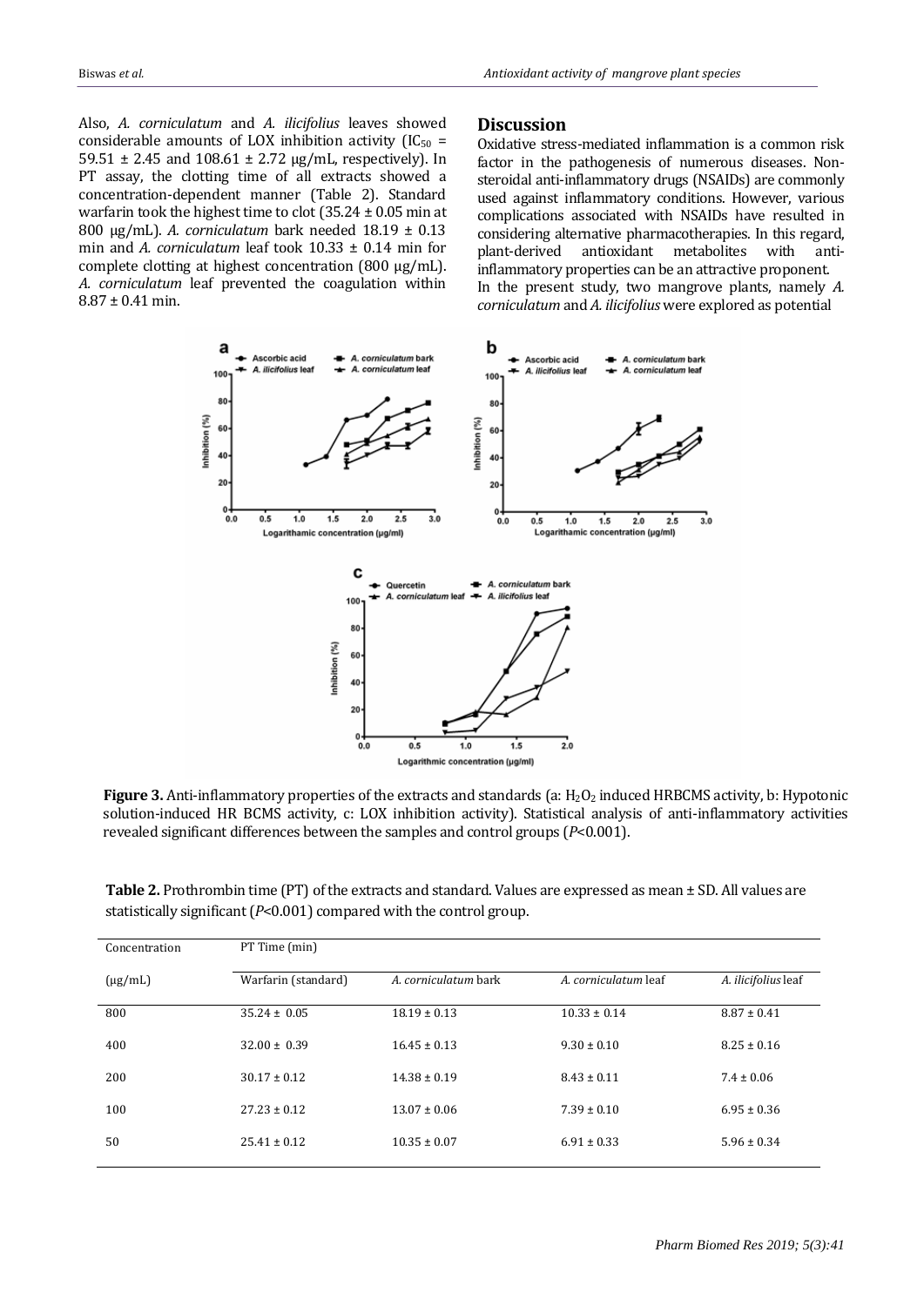Also, *A. corniculatum* and *A. ilicifolius* leaves showed considerable amounts of LOX inhibition activity ($IC_{50}$ = 59.51 ± 2.45 and 108.61 ± 2.72 µg/mL, respectively). In PT assay, the clotting time of all extracts showed a concentration-dependent manner (Table 2). Standard warfarin took the highest time to clot (35.24 ± 0.05 min at 800 µg/mL). *A. corniculatum* bark needed 18.19 ± 0.13 min and *A. corniculatum* leaf took 10.33 ± 0.14 min for complete clotting at highest concentration (800 µg/mL). *A. corniculatum* leaf prevented the coagulation within 8.87 ± 0.41 min.

## Discussion

Oxidative stress-mediated inflammation is a common risk factor in the pathogenesis of numerous diseases. Non-steroidal anti-inflammatory drugs (NSAIDs) are commonly used against inflammatory conditions. However, various complications associated with NSAIDs have resulted in considering alternative pharmacotherapies. In this regard, plant-derived antioxidant metabolites with anti-inflammatory properties can be an attractive proponent.

In the present study, two mangrove plants, namely *A. corniculatum* and *A. ilicifolius* were explored as potential

**Figure 3.** Anti-inflammatory properties of the extracts and standards (a: $H_2O_2$ induced HRBCMS activity, b: Hypotonic solution-induced HR BCMS activity, c: LOX inhibition activity). Statistical analysis of anti-inflammatory activities revealed significant differences between the samples and control groups ($P$<0.001).

**Table 2.** Prothrombin time (PT) of the extracts and standard. Values are expressed as mean ± SD. All values are statistically significant ($P$<0.001) compared with the control group.

| Concentration | PT Time (min) | | | |
|---|---|---|---|---|
| (µg/mL) | Warfarin (standard) | *A. corniculatum* bark | *A. corniculatum* leaf | *A. ilicifolius* leaf |
| 800 | 35.24 ± 0.05 | 18.19 ± 0.13 | 10.33 ± 0.14 | 8.87 ± 0.41 |
| 400 | 32.00 ± 0.39 | 16.45 ± 0.13 | 9.30 ± 0.10 | 8.25 ± 0.16 |
| 200 | 30.17 ± 0.12 | 14.38 ± 0.19 | 8.43 ± 0.11 | 7.4 ± 0.06 |
| 100 | 27.23 ± 0.12 | 13.07 ± 0.06 | 7.39 ± 0.10 | 6.95 ± 0.36 |
| 50 | 25.41 ± 0.12 | 10.35 ± 0.07 | 6.91 ± 0.33 | 5.96 ± 0.34 |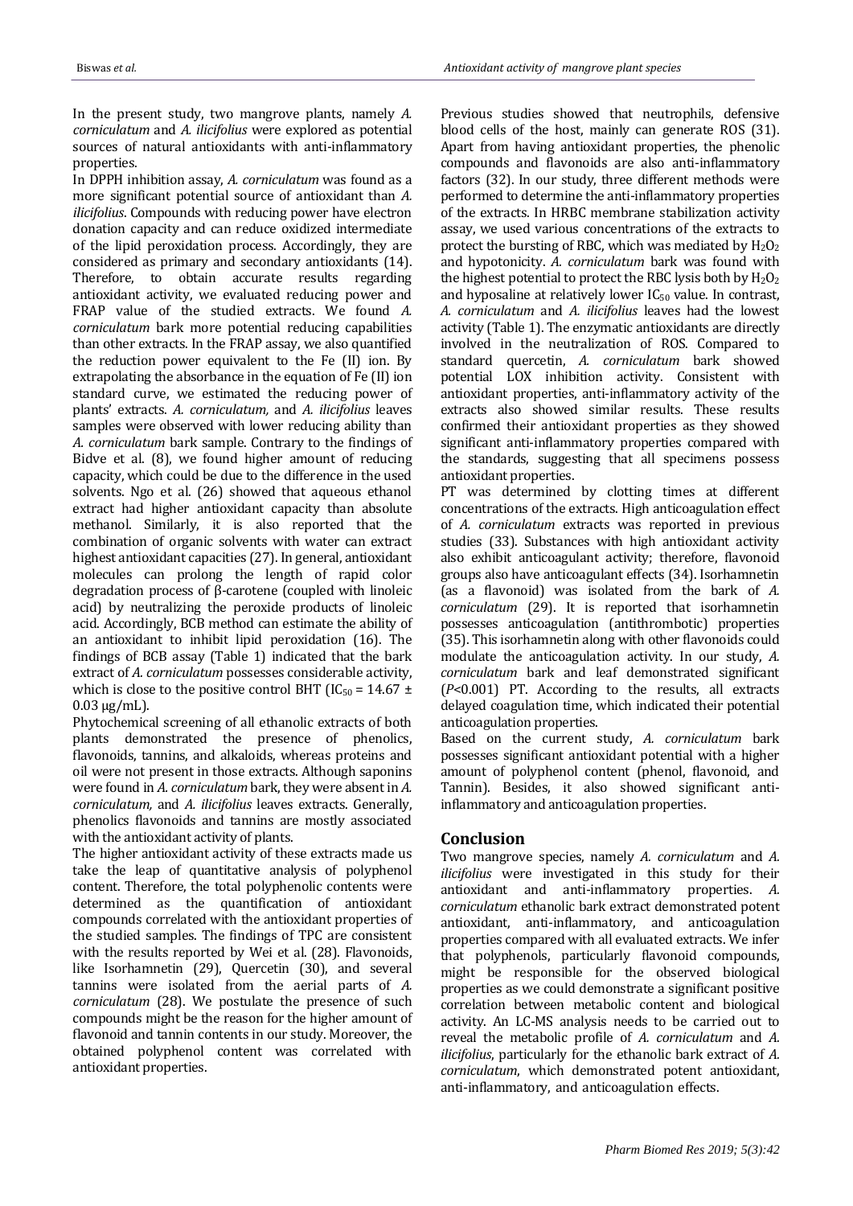In the present study, two mangrove plants, namely *A. corniculatum* and *A. ilicifolius* were explored as potential sources of natural antioxidants with anti-inflammatory properties.

In DPPH inhibition assay, *A. corniculatum* was found as a more significant potential source of antioxidant than *A. ilicifolius*. Compounds with reducing power have electron donation capacity and can reduce oxidized intermediate of the lipid peroxidation process. Accordingly, they are considered as primary and secondary antioxidants (14). Therefore, to obtain accurate results regarding antioxidant activity, we evaluated reducing power and FRAP value of the studied extracts. We found *A. corniculatum* bark more potential reducing capabilities than other extracts. In the FRAP assay, we also quantified the reduction power equivalent to the Fe (II) ion. By extrapolating the absorbance in the equation of Fe (II) ion standard curve, we estimated the reducing power of plants' extracts. *A. corniculatum,* and *A. ilicifolius* leaves samples were observed with lower reducing ability than *A. corniculatum* bark sample. Contrary to the findings of Bidve et al. (8), we found higher amount of reducing capacity, which could be due to the difference in the used solvents. Ngo et al. (26) showed that aqueous ethanol extract had higher antioxidant capacity than absolute methanol. Similarly, it is also reported that the combination of organic solvents with water can extract highest antioxidant capacities (27). In general, antioxidant molecules can prolong the length of rapid color degradation process of β-carotene (coupled with linoleic acid) by neutralizing the peroxide products of linoleic acid. Accordingly, BCB method can estimate the ability of an antioxidant to inhibit lipid peroxidation (16). The findings of BCB assay (Table 1) indicated that the bark extract of *A. corniculatum* possesses considerable activity, which is close to the positive control BHT ($IC_{50}$ = 14.67 ± 0.03 μg/mL).

Phytochemical screening of all ethanolic extracts of both plants demonstrated the presence of phenolics, flavonoids, tannins, and alkaloids, whereas proteins and oil were not present in those extracts. Although saponins were found in *A. corniculatum* bark, they were absent in *A. corniculatum,* and *A. ilicifolius* leaves extracts. Generally, phenolics flavonoids and tannins are mostly associated with the antioxidant activity of plants.

The higher antioxidant activity of these extracts made us take the leap of quantitative analysis of polyphenol content. Therefore, the total polyphenolic contents were determined as the quantification of antioxidant compounds correlated with the antioxidant properties of the studied samples. The findings of TPC are consistent with the results reported by Wei et al. (28). Flavonoids, like Isorhamnetin (29), Quercetin (30), and several tannins were isolated from the aerial parts of *A. corniculatum* (28). We postulate the presence of such compounds might be the reason for the higher amount of flavonoid and tannin contents in our study. Moreover, the obtained polyphenol content was correlated with antioxidant properties.

Previous studies showed that neutrophils, defensive blood cells of the host, mainly can generate ROS (31). Apart from having antioxidant properties, the phenolic compounds and flavonoids are also anti-inflammatory factors (32). In our study, three different methods were performed to determine the anti-inflammatory properties of the extracts. In HRBC membrane stabilization activity assay, we used various concentrations of the extracts to protect the bursting of RBC, which was mediated by $H_2O_2$ and hypotonicity. *A. corniculatum* bark was found with the highest potential to protect the RBC lysis both by $H_2O_2$ and hyposaline at relatively lower $IC_{50}$ value. In contrast, *A. corniculatum* and *A. ilicifolius* leaves had the lowest activity (Table 1). The enzymatic antioxidants are directly involved in the neutralization of ROS. Compared to standard quercetin, *A. corniculatum* bark showed potential LOX inhibition activity. Consistent with antioxidant properties, anti-inflammatory activity of the extracts also showed similar results. These results confirmed their antioxidant properties as they showed significant anti-inflammatory properties compared with the standards, suggesting that all specimens possess antioxidant properties.

PT was determined by clotting times at different concentrations of the extracts. High anticoagulation effect of *A. corniculatum* extracts was reported in previous studies (33). Substances with high antioxidant activity also exhibit anticoagulant activity; therefore, flavonoid groups also have anticoagulant effects (34). Isorhamnetin (as a flavonoid) was isolated from the bark of *A. corniculatum* (29). It is reported that isorhamnetin possesses anticoagulation (antithrombotic) properties (35). This isorhamnetin along with other flavonoids could modulate the anticoagulation activity. In our study, *A. corniculatum* bark and leaf demonstrated significant ($P$<0.001) PT. According to the results, all extracts delayed coagulation time, which indicated their potential anticoagulation properties.

Based on the current study, *A. corniculatum* bark possesses significant antioxidant potential with a higher amount of polyphenol content (phenol, flavonoid, and Tannin). Besides, it also showed significant anti-inflammatory and anticoagulation properties.

## Conclusion

Two mangrove species, namely *A. corniculatum* and *A. ilicifolius* were investigated in this study for their antioxidant and anti-inflammatory properties. *A. corniculatum* ethanolic bark extract demonstrated potent antioxidant, anti-inflammatory, and anticoagulation properties compared with all evaluated extracts. We infer that polyphenols, particularly flavonoid compounds, might be responsible for the observed biological properties as we could demonstrate a significant positive correlation between metabolic content and biological activity. An LC-MS analysis needs to be carried out to reveal the metabolic profile of *A. corniculatum* and *A. ilicifolius*, particularly for the ethanolic bark extract of *A. corniculatum*, which demonstrated potent antioxidant, anti-inflammatory, and anticoagulation effects.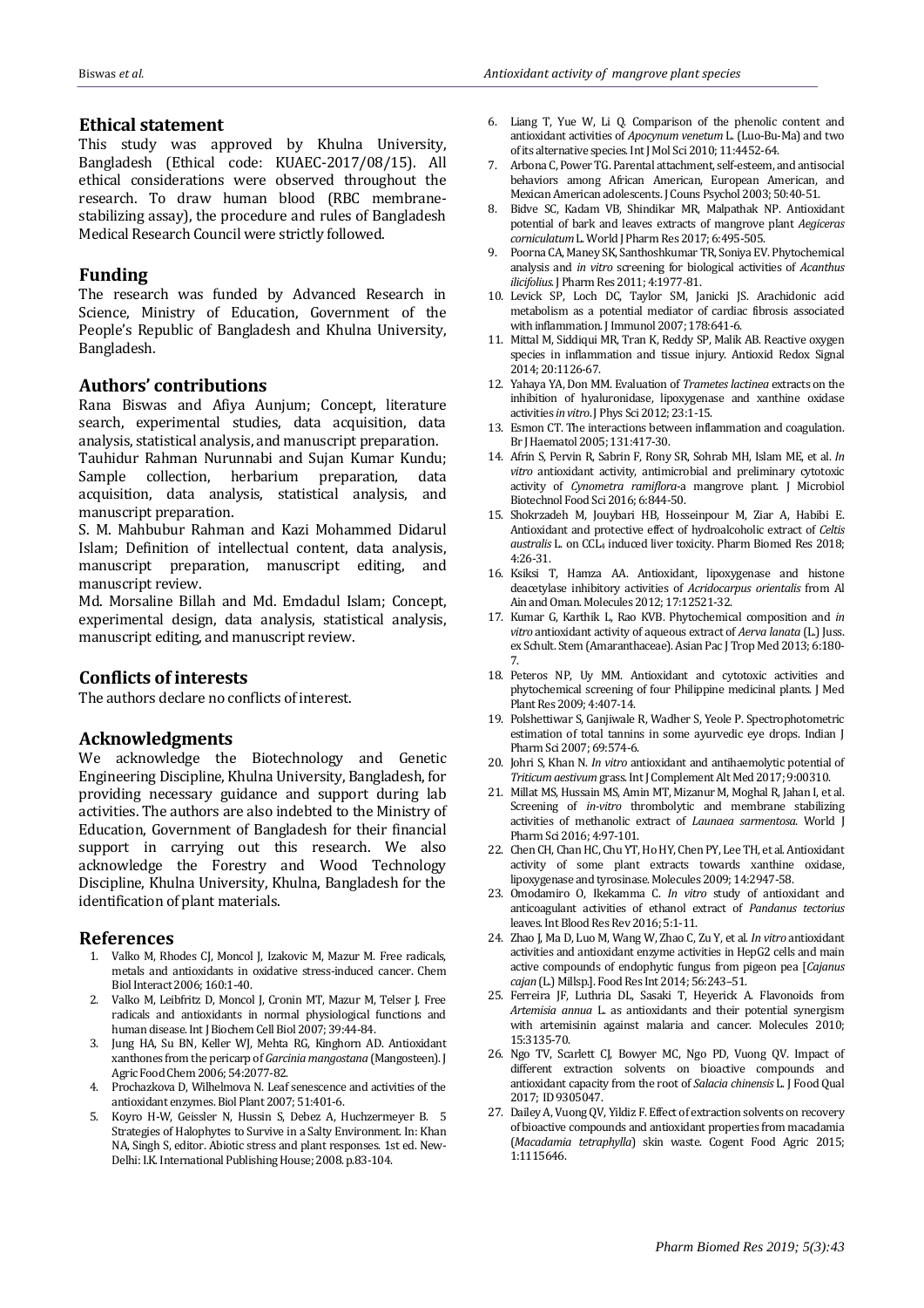## Ethical statement

This study was approved by Khulna University, Bangladesh (Ethical code: KUAEC-2017/08/15). All ethical considerations were observed throughout the research. To draw human blood (RBC membrane-stabilizing assay), the procedure and rules of Bangladesh Medical Research Council were strictly followed.

## Funding

The research was funded by Advanced Research in Science, Ministry of Education, Government of the People's Republic of Bangladesh and Khulna University, Bangladesh.

## Authors' contributions

Rana Biswas and Afiya Aunjum; Concept, literature search, experimental studies, data acquisition, data analysis, statistical analysis, and manuscript preparation.

Tauhidur Rahman Nurunnabi and Sujan Kumar Kundu; Sample collection, herbarium preparation, data acquisition, data analysis, statistical analysis, and manuscript preparation.

S. M. Mahbubur Rahman and Kazi Mohammed Didarul Islam; Definition of intellectual content, data analysis, manuscript preparation, manuscript editing, and manuscript review.

Md. Morsaline Billah and Md. Emdadul Islam; Concept, experimental design, data analysis, statistical analysis, manuscript editing, and manuscript review.

## Conflicts of interests

The authors declare no conflicts of interest.

## Acknowledgments

We acknowledge the Biotechnology and Genetic Engineering Discipline, Khulna University, Bangladesh, for providing necessary guidance and support during lab activities. The authors are also indebted to the Ministry of Education, Government of Bangladesh for their financial support in carrying out this research. We also acknowledge the Forestry and Wood Technology Discipline, Khulna University, Khulna, Bangladesh for the identification of plant materials.

## References

1. Valko M, Rhodes CJ, Moncol J, Izakovic M, Mazur M. Free radicals, metals and antioxidants in oxidative stress-induced cancer. Chem Biol Interact 2006; 160:1-40.
2. Valko M, Leibfritz D, Moncol J, Cronin MT, Mazur M, Telser J. Free radicals and antioxidants in normal physiological functions and human disease. Int J Biochem Cell Biol 2007; 39:44-84.
3. Jung HA, Su BN, Keller WJ, Mehta RG, Kinghorn AD. Antioxidant xanthones from the pericarp of *Garcinia mangostana* (Mangosteen). J Agric Food Chem 2006; 54:2077-82.
4. Prochazkova D, Wilhelmova N. Leaf senescence and activities of the antioxidant enzymes. Biol Plant 2007; 51:401-6.
5. Koyro H-W, Geissler N, Hussin S, Debez A, Huchzermeyer B. 5 Strategies of Halophytes to Survive in a Salty Environment. In: Khan NA, Singh S, editor. Abiotic stress and plant responses. 1st ed. New-Delhi: I.K. International Publishing House; 2008. p.83-104.
6. Liang T, Yue W, Li Q. Comparison of the phenolic content and antioxidant activities of *Apocynum venetum* L. (Luo-Bu-Ma) and two of its alternative species. Int J Mol Sci 2010; 11:4452-64.
7. Arbona C, Power TG. Parental attachment, self-esteem, and antisocial behaviors among African American, European American, and Mexican American adolescents. J Couns Psychol 2003; 50:40-51.
8. Bidve SC, Kadam VB, Shindikar MR, Malpathak NP. Antioxidant potential of bark and leaves extracts of mangrove plant *Aegiceras corniculatum* L. World J Pharm Res 2017; 6:495-505.
9. Poorna CA, Maney SK, Santhoshkumar TR, Soniya EV. Phytochemical analysis and *in vitro* screening for biological activities of *Acanthus ilicifolius*. J Pharm Res 2011; 4:1977-81.
10. Levick SP, Loch DC, Taylor SM, Janicki JS. Arachidonic acid metabolism as a potential mediator of cardiac fibrosis associated with inflammation. J Immunol 2007; 178:641-6.
11. Mittal M, Siddiqui MR, Tran K, Reddy SP, Malik AB. Reactive oxygen species in inflammation and tissue injury. Antioxid Redox Signal 2014; 20:1126-67.
12. Yahaya YA, Don MM. Evaluation of *Trametes lactinea* extracts on the inhibition of hyaluronidase, lipoxygenase and xanthine oxidase activities *in vitro*. J Phys Sci 2012; 23:1-15.
13. Esmon CT. The interactions between inflammation and coagulation. Br J Haematol 2005; 131:417-30.
14. Afrin S, Pervin R, Sabrin F, Rony SR, Sohrab MH, Islam ME, et al. *In vitro* antioxidant activity, antimicrobial and preliminary cytotoxic activity of *Cynometra ramiflora*-a mangrove plant. J Microbiol Biotechnol Food Sci 2016; 6:844-50.
15. Shokrzadeh M, Jouybari HB, Hosseinpour M, Ziar A, Habibi E. Antioxidant and protective effect of hydroalcoholic extract of *Celtis australis* L. on $CCl_4$ induced liver toxicity. Pharm Biomed Res 2018; 4:26-31.
16. Ksiksi T, Hamza AA. Antioxidant, lipoxygenase and histone deacetylase inhibitory activities of *Acridocarpus orientalis* from Al Ain and Oman. Molecules 2012; 17:12521-32.
17. Kumar G, Karthik L, Rao KVB. Phytochemical composition and *in vitro* antioxidant activity of aqueous extract of *Aerva lanata* (L.) Juss. ex Schult. Stem (Amaranthaceae). Asian Pac J Trop Med 2013; 6:180-7.
18. Peteros NP, Uy MM. Antioxidant and cytotoxic activities and phytochemical screening of four Philippine medicinal plants. J Med Plant Res 2009; 4:407-14.
19. Polshettiwar S, Ganjiwale R, Wadher S, Yeole P. Spectrophotometric estimation of total tannins in some ayurvedic eye drops. Indian J Pharm Sci 2007; 69:574-6.
20. Johri S, Khan N. *In vitro* antioxidant and antihaemolytic potential of *Triticum aestivum* grass. Int J Complement Alt Med 2017; 9:00310.
21. Millat MS, Hussain MS, Amin MT, Mizanur M, Moghal R, Jahan I, et al. Screening of *in-vitro* thrombolytic and membrane stabilizing activities of methanolic extract of *Launaea sarmentosa*. World J Pharm Sci 2016; 4:97-101.
22. Chen CH, Chan HC, Chu YT, Ho HY, Chen PY, Lee TH, et al. Antioxidant activity of some plant extracts towards xanthine oxidase, lipoxygenase and tyrosinase. Molecules 2009; 14:2947-58.
23. Omodamiro O, Ikekamma C. *In vitro* study of antioxidant and anticoagulant activities of ethanol extract of *Pandanus tectorius* leaves. Int Blood Res Rev 2016; 5:1-11.
24. Zhao J, Ma D, Luo M, Wang W, Zhao C, Zu Y, et al. *In vitro* antioxidant activities and antioxidant enzyme activities in HepG2 cells and main active compounds of endophytic fungus from pigeon pea [*Cajanus cajan* (L.) Millsp.]. Food Res Int 2014; 56:243–51.
25. Ferreira JF, Luthria DL, Sasaki T, Heyerick A. Flavonoids from *Artemisia annua* L. as antioxidants and their potential synergism with artemisinin against malaria and cancer. Molecules 2010; 15:3135-70.
26. Ngo TV, Scarlett CJ, Bowyer MC, Ngo PD, Vuong QV. Impact of different extraction solvents on bioactive compounds and antioxidant capacity from the root of *Salacia chinensis* L. J Food Qual 2017; ID 9305047.
27. Dailey A, Vuong QV, Yildiz F. Effect of extraction solvents on recovery of bioactive compounds and antioxidant properties from macadamia (*Macadamia tetraphylla*) skin waste. Cogent Food Agric 2015; 1:1115646.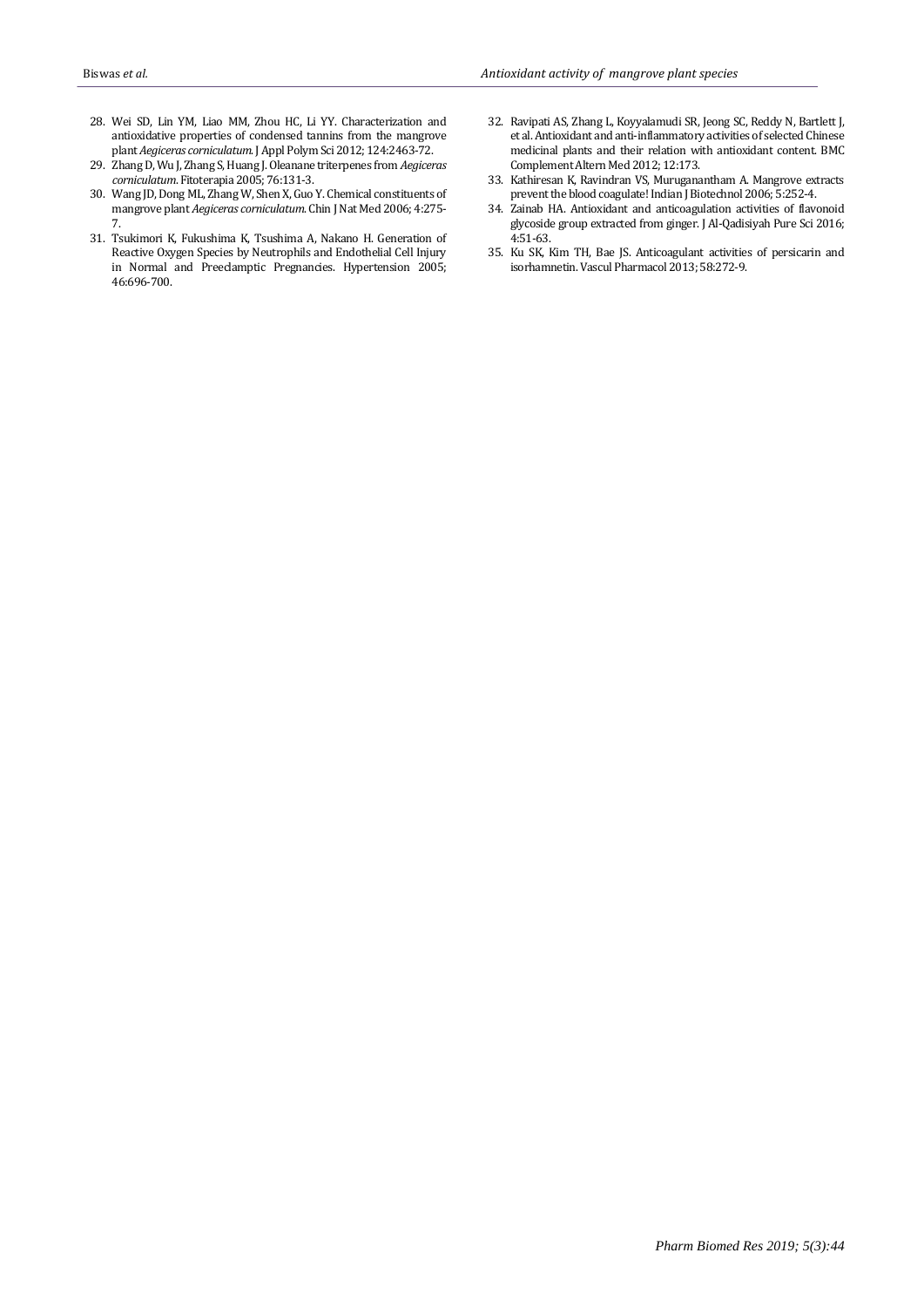28. Wei SD, Lin YM, Liao MM, Zhou HC, Li YY. Characterization and antioxidative properties of condensed tannins from the mangrove plant *Aegiceras corniculatum*. J Appl Polym Sci 2012; 124:2463-72.
29. Zhang D, Wu J, Zhang S, Huang J. Oleanane triterpenes from *Aegiceras corniculatum*. Fitoterapia 2005; 76:131-3.
30. Wang JD, Dong ML, Zhang W, Shen X, Guo Y. Chemical constituents of mangrove plant *Aegiceras corniculatum*. Chin J Nat Med 2006; 4:275-7.
31. Tsukimori K, Fukushima K, Tsushima A, Nakano H. Generation of Reactive Oxygen Species by Neutrophils and Endothelial Cell Injury in Normal and Preeclamptic Pregnancies. Hypertension 2005; 46:696-700.
32. Ravipati AS, Zhang L, Koyyalamudi SR, Jeong SC, Reddy N, Bartlett J, et al. Antioxidant and anti-inflammatory activities of selected Chinese medicinal plants and their relation with antioxidant content. BMC Complement Altern Med 2012; 12:173.
33. Kathiresan K, Ravindran VS, Muruganantham A. Mangrove extracts prevent the blood coagulate! Indian J Biotechnol 2006; 5:252-4.
34. Zainab HA. Antioxidant and anticoagulation activities of flavonoid glycoside group extracted from ginger. J Al-Qadisiyah Pure Sci 2016; 4:51-63.
35. Ku SK, Kim TH, Bae JS. Anticoagulant activities of persicarin and isorhamnetin. Vascul Pharmacol 2013; 58:272-9.